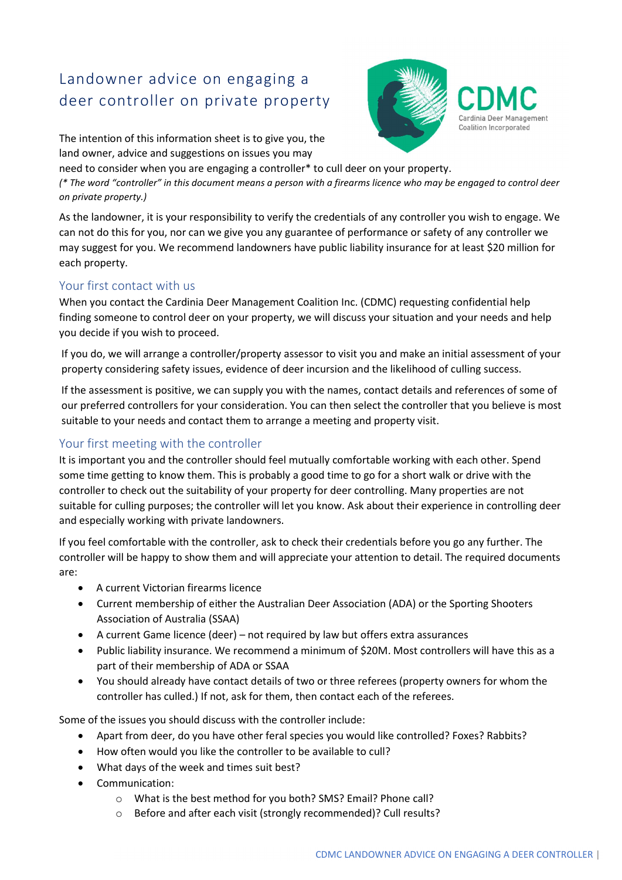# Landowner advice on engaging a deer controller on private property

The intention of this information sheet is to give you, the land owner, advice and suggestions on issues you may need to consider when you are engaging a controller* to cull deer on your property.

*(* The word "controller" in this document means a person with a firearms licence who may be engaged to control deer on private property.)*

As the landowner, it is your responsibility to verify the credentials of any controller you wish to engage. We can not do this for you, nor can we give you any guarantee of performance or safety of any controller we may suggest for you. We recommend landowners have public liability insurance for at least $20 million for each property.

## Your first contact with us

When you contact the Cardinia Deer Management Coalition Inc. (CDMC) requesting confidential help finding someone to control deer on your property, we will discuss your situation and your needs and help you decide if you wish to proceed.

If you do, we will arrange a controller/property assessor to visit you and make an initial assessment of your property considering safety issues, evidence of deer incursion and the likelihood of culling success.

If the assessment is positive, we can supply you with the names, contact details and references of some of our preferred controllers for your consideration. You can then select the controller that you believe is most suitable to your needs and contact them to arrange a meeting and property visit.

## Your first meeting with the controller

It is important you and the controller should feel mutually comfortable working with each other. Spend some time getting to know them. This is probably a good time to go for a short walk or drive with the controller to check out the suitability of your property for deer controlling. Many properties are not suitable for culling purposes; the controller will let you know. Ask about their experience in controlling deer and especially working with private landowners.

If you feel comfortable with the controller, ask to check their credentials before you go any further. The controller will be happy to show them and will appreciate your attention to detail. The required documents are:

- A current Victorian firearms licence
- Current membership of either the Australian Deer Association (ADA) or the Sporting Shooters Association of Australia (SSAA)
- A current Game licence (deer) – not required by law but offers extra assurances
- Public liability insurance. We recommend a minimum of $20M. Most controllers will have this as a part of their membership of ADA or SSAA
- You should already have contact details of two or three referees (property owners for whom the controller has culled.) If not, ask for them, then contact each of the referees.

Some of the issues you should discuss with the controller include:

- Apart from deer, do you have other feral species you would like controlled? Foxes? Rabbits?
- How often would you like the controller to be available to cull?
- What days of the week and times suit best?
- Communication:
  - What is the best method for you both? SMS? Email? Phone call?
  - Before and after each visit (strongly recommended)? Cull results?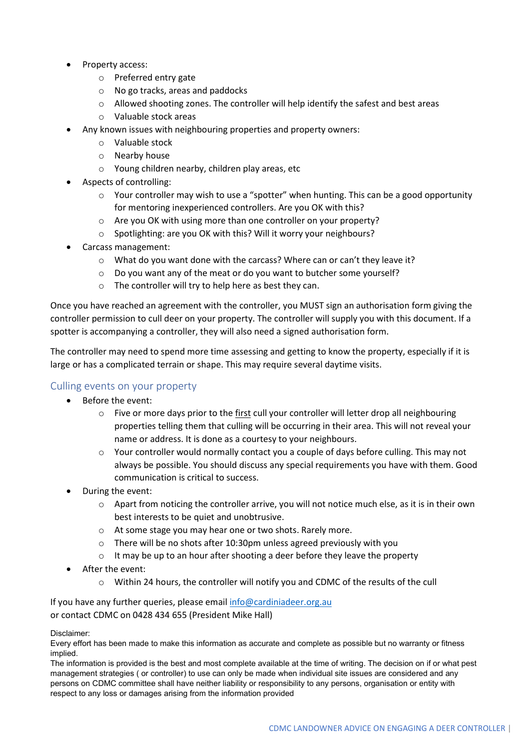- Property access:
    - Preferred entry gate
    - No go tracks, areas and paddocks
    - Allowed shooting zones. The controller will help identify the safest and best areas
    - Valuable stock areas
- Any known issues with neighbouring properties and property owners:
    - Valuable stock
    - Nearby house
    - Young children nearby, children play areas, etc
- Aspects of controlling:
    - Your controller may wish to use a "spotter" when hunting. This can be a good opportunity for mentoring inexperienced controllers. Are you OK with this?
    - Are you OK with using more than one controller on your property?
    - Spotlighting: are you OK with this? Will it worry your neighbours?
- Carcass management:
    - What do you want done with the carcass? Where can or can't they leave it?
    - Do you want any of the meat or do you want to butcher some yourself?
    - The controller will try to help here as best they can.

Once you have reached an agreement with the controller, you MUST sign an authorisation form giving the controller permission to cull deer on your property. The controller will supply you with this document. If a spotter is accompanying a controller, they will also need a signed authorisation form.

The controller may need to spend more time assessing and getting to know the property, especially if it is large or has a complicated terrain or shape. This may require several daytime visits.

## Culling events on your property

- Before the event:
    - Five or more days prior to the <u>first</u> cull your controller will letter drop all neighbouring properties telling them that culling will be occurring in their area. This will not reveal your name or address. It is done as a courtesy to your neighbours.
    - Your controller would normally contact you a couple of days before culling. This may not always be possible. You should discuss any special requirements you have with them. Good communication is critical to success.
- During the event:
    - Apart from noticing the controller arrive, you will not notice much else, as it is in their own best interests to be quiet and unobtrusive.
    - At some stage you may hear one or two shots. Rarely more.
    - There will be no shots after 10:30pm unless agreed previously with you
    - It may be up to an hour after shooting a deer before they leave the property
- After the event:
    - Within 24 hours, the controller will notify you and CDMC of the results of the cull

If you have any further queries, please email [info@cardiniadeer.org.au](mailto:info@cardiniadeer.org.au)
or contact CDMC on 0428 434 655 (President Mike Hall)

Disclaimer:
Every effort has been made to make this information as accurate and complete as possible but no warranty or fitness implied.
The information is provided is the best and most complete available at the time of writing. The decision on if or what pest management strategies ( or controller) to use can only be made when individual site issues are considered and any persons on CDMC committee shall have neither liability or responsibility to any persons, organisation or entity with respect to any loss or damages arising from the information provided